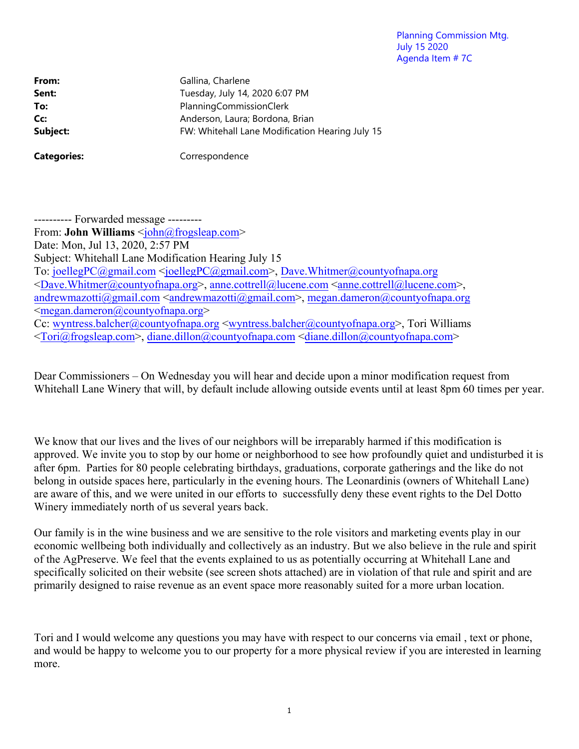Planning Commission Mtg.
July 15 2020
Agenda Item # 7C

**From:** Gallina, Charlene
**Sent:** Tuesday, July 14, 2020 6:07 PM
**To:** PlanningCommissionClerk
**Cc:** Anderson, Laura; Bordona, Brian
**Subject:** FW: Whitehall Lane Modification Hearing July 15

**Categories:** Correspondence

---------- Forwarded message ---------
From: **John Williams** <john@frogsleap.com>
Date: Mon, Jul 13, 2020, 2:57 PM
Subject: Whitehall Lane Modification Hearing July 15
To: joellegPC@gmail.com <joellegPC@gmail.com>, Dave.Whitmer@countyofnapa.org <Dave.Whitmer@countyofnapa.org>, anne.cottrell@lucene.com <anne.cottrell@lucene.com>, andrewmazotti@gmail.com <andrewmazotti@gmail.com>, megan.dameron@countyofnapa.org <megan.dameron@countyofnapa.org>
Cc: wyntress.balcher@countyofnapa.org <wyntress.balcher@countyofnapa.org>, Tori Williams <Tori@frogsleap.com>, diane.dillon@countyofnapa.com <diane.dillon@countyofnapa.com>

Dear Commissioners – On Wednesday you will hear and decide upon a minor modification request from Whitehall Lane Winery that will, by default include allowing outside events until at least 8pm 60 times per year.

We know that our lives and the lives of our neighbors will be irreparably harmed if this modification is approved. We invite you to stop by our home or neighborhood to see how profoundly quiet and undisturbed it is after 6pm. Parties for 80 people celebrating birthdays, graduations, corporate gatherings and the like do not belong in outside spaces here, particularly in the evening hours. The Leonardinis (owners of Whitehall Lane) are aware of this, and we were united in our efforts to successfully deny these event rights to the Del Dotto Winery immediately north of us several years back.

Our family is in the wine business and we are sensitive to the role visitors and marketing events play in our economic wellbeing both individually and collectively as an industry. But we also believe in the rule and spirit of the AgPreserve. We feel that the events explained to us as potentially occurring at Whitehall Lane and specifically solicited on their website (see screen shots attached) are in violation of that rule and spirit and are primarily designed to raise revenue as an event space more reasonably suited for a more urban location.

Tori and I would welcome any questions you may have with respect to our concerns via email , text or phone, and would be happy to welcome you to our property for a more physical review if you are interested in learning more.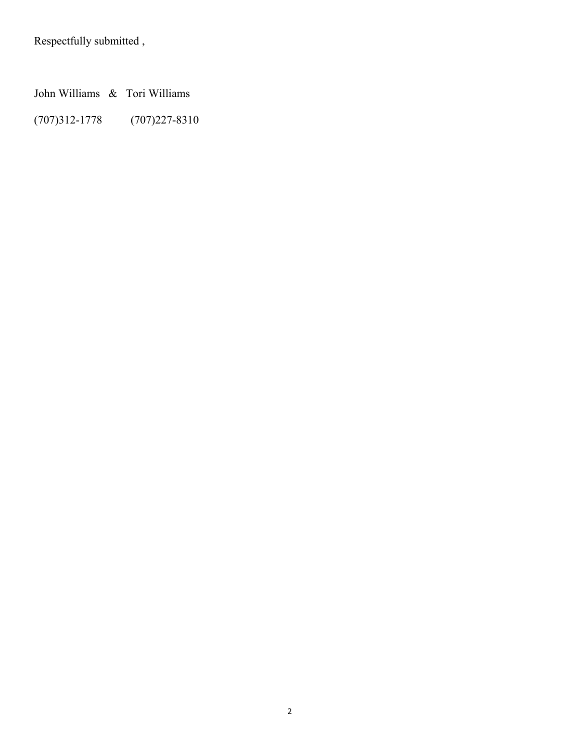Respectfully submitted ,

John Williams & Tori Williams

(707)312-1778 (707)227-8310